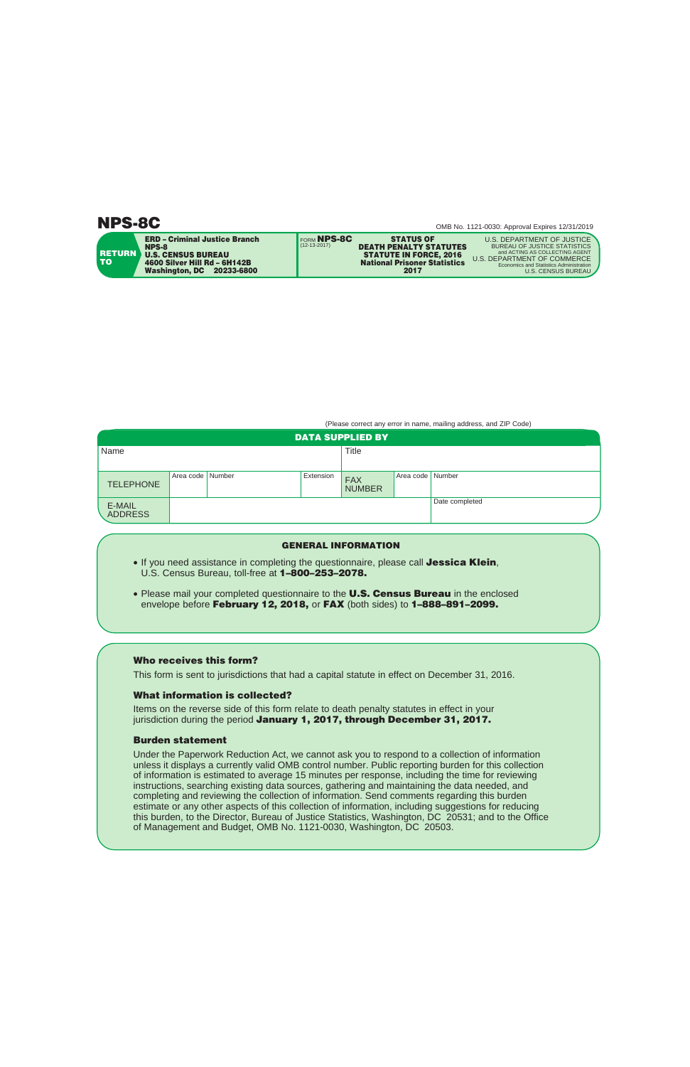# NPS-8C

OMB No. 1121-0030: Approval Expires 12/31/2019

| RETURN TO | FORM NPS-8C (12-13-2017) | | |
|---|---|---|---|
| **ERD – Criminal Justice Branch**<br>**NPS-8**<br>**U.S. CENSUS BUREAU**<br>**4600 Silver Hill Rd – 6H142B**<br>**Washington, DC 20233-6800** | **STATUS OF DEATH PENALTY STATUTES STATUTE IN FORCE, 2016**<br>**National Prisoner Statistics**<br>**2017** | U.S. DEPARTMENT OF JUSTICE<br>BUREAU OF JUSTICE STATISTICS<br>and ACTING AS COLLECTING AGENT<br>U.S. DEPARTMENT OF COMMERCE<br>Economics and Statistics Administration<br>U.S. CENSUS BUREAU | |

(Please correct any error in name, mailing address, and ZIP Code)

## DATA SUPPLIED BY

| Name | | | | Title | | |
|---|---|---|---|---|---|---|
| TELEPHONE | Area code | Number | Extension | FAX NUMBER | Area code | Number |
| E-MAIL ADDRESS | | | | | | Date completed |

## GENERAL INFORMATION

- If you need assistance in completing the questionnaire, please call **Jessica Klein**, U.S. Census Bureau, toll-free at **1–800–253–2078.**
- Please mail your completed questionnaire to the **U.S. Census Bureau** in the enclosed envelope before **February 12, 2018,** or **FAX** (both sides) to **1–888–891–2099.**

### Who receives this form?

This form is sent to jurisdictions that had a capital statute in effect on December 31, 2016.

### What information is collected?

Items on the reverse side of this form relate to death penalty statutes in effect in your jurisdiction during the period **January 1, 2017, through December 31, 2017.**

### Burden statement

Under the Paperwork Reduction Act, we cannot ask you to respond to a collection of information unless it displays a currently valid OMB control number. Public reporting burden for this collection of information is estimated to average 15 minutes per response, including the time for reviewing instructions, searching existing data sources, gathering and maintaining the data needed, and completing and reviewing the collection of information. Send comments regarding this burden estimate or any other aspects of this collection of information, including suggestions for reducing this burden, to the Director, Bureau of Justice Statistics, Washington, DC 20531; and to the Office of Management and Budget, OMB No. 1121-0030, Washington, DC 20503.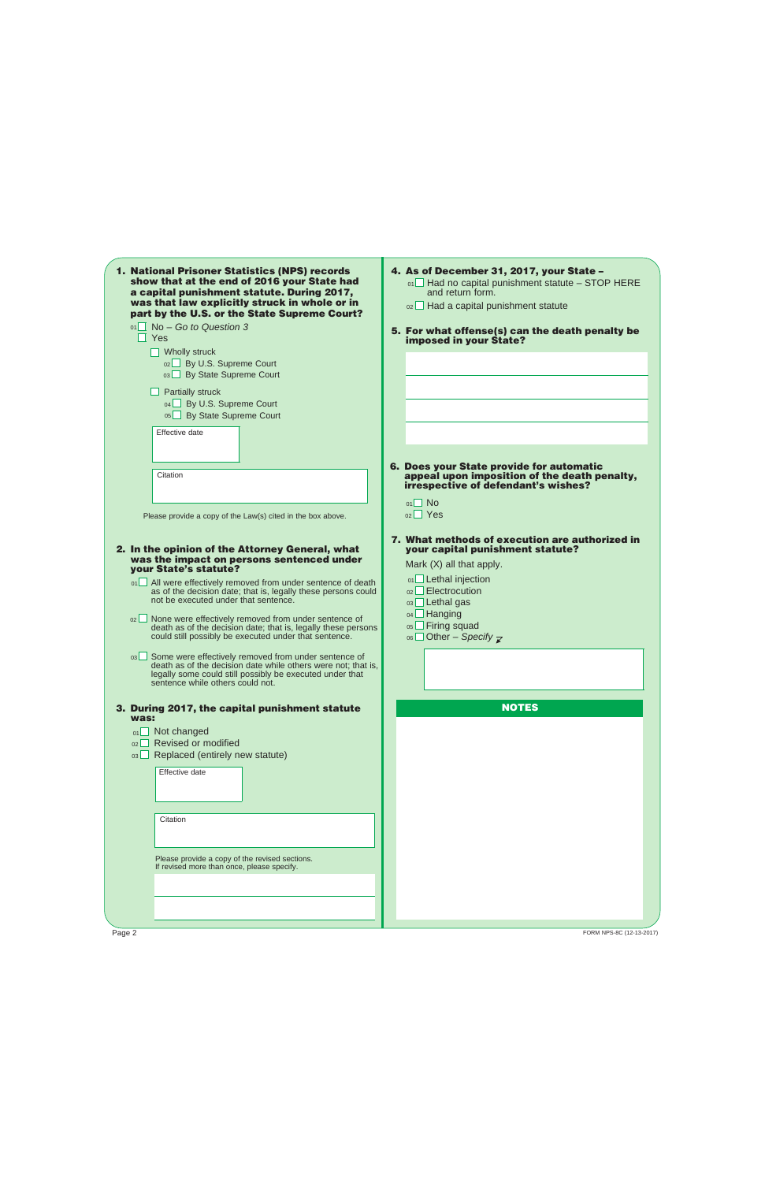**1. National Prisoner Statistics (NPS) records show that at the end of 2016 your State had a capital punishment statute. During 2017, was that law explicitly struck in whole or in part by the U.S. or the State Supreme Court?**

- 01 ☐ No – *Go to Question 3*
- ☐ Yes
  - ☐ Wholly struck
    - 02 ☐ By U.S. Supreme Court
    - 03 ☐ By State Supreme Court
  - ☐ Partially struck
    - 04 ☐ By U.S. Supreme Court
    - 05 ☐ By State Supreme Court

Effective date

Citation

Please provide a copy of the Law(s) cited in the box above.

**2. In the opinion of the Attorney General, what was the impact on persons sentenced under your State's statute?**

- 01 ☐ All were effectively removed from under sentence of death as of the decision date; that is, legally these persons could not be executed under that sentence.
- 02 ☐ None were effectively removed from under sentence of death as of the decision date; that is, legally these persons could still possibly be executed under that sentence.
- 03 ☐ Some were effectively removed from under sentence of death as of the decision date while others were not; that is, legally some could still possibly be executed under that sentence while others could not.

**3. During 2017, the capital punishment statute was:**

- 01 ☐ Not changed
- 02 ☐ Revised or modified
- 03 ☐ Replaced (entirely new statute)

Effective date

Citation

Please provide a copy of the revised sections.
If revised more than once, please specify.

**4. As of December 31, 2017, your State –**

- 01 ☐ Had no capital punishment statute – STOP HERE and return form.
- 02 ☐ Had a capital punishment statute

**5. For what offense(s) can the death penalty be imposed in your State?**

**6. Does your State provide for automatic appeal upon imposition of the death penalty, irrespective of defendant's wishes?**

- 01 ☐ No
- 02 ☐ Yes

**7. What methods of execution are authorized in your capital punishment statute?**

Mark (X) all that apply.

- 01 ☐ Lethal injection
- 02 ☐ Electrocution
- 03 ☐ Lethal gas
- 04 ☐ Hanging
- 05 ☐ Firing squad
- 06 ☐ Other – *Specify*

**NOTES**

FORM NPS-8C (12-13-2017)